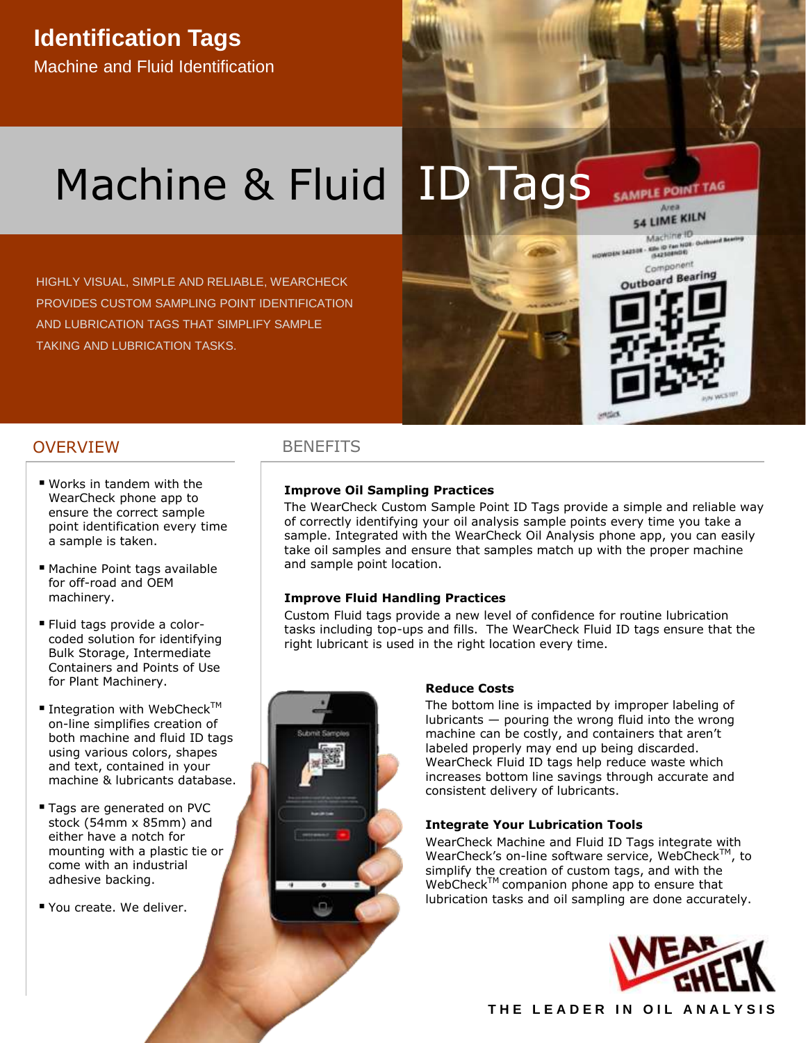# Identification Tags

Machine and Fluid Identification

# Machine & Fluid ID Tags

HIGHLY VISUAL, SIMPLE AND RELIABLE, WEARCHECK PROVIDES CUSTOM SAMPLING POINT IDENTIFICATION AND LUBRICATION TAGS THAT SIMPLIFY SAMPLE TAKING AND LUBRICATION TASKS.

## OVERVIEW

- Works in tandem with the WearCheck phone app to ensure the correct sample point identification every time a sample is taken.
- Machine Point tags available for off-road and OEM machinery.
- Fluid tags provide a color-coded solution for identifying Bulk Storage, Intermediate Containers and Points of Use for Plant Machinery.
- Integration with WebCheck™ on-line simplifies creation of both machine and fluid ID tags using various colors, shapes and text, contained in your machine & lubricants database.
- Tags are generated on PVC stock (54mm x 85mm) and either have a notch for mounting with a plastic tie or come with an industrial adhesive backing.
- You create. We deliver.

## BENEFITS

### Improve Oil Sampling Practices

The WearCheck Custom Sample Point ID Tags provide a simple and reliable way of correctly identifying your oil analysis sample points every time you take a sample. Integrated with the WearCheck Oil Analysis phone app, you can easily take oil samples and ensure that samples match up with the proper machine and sample point location.

### Improve Fluid Handling Practices

Custom Fluid tags provide a new level of confidence for routine lubrication tasks including top-ups and fills. The WearCheck Fluid ID tags ensure that the right lubricant is used in the right location every time.

### Reduce Costs

The bottom line is impacted by improper labeling of lubricants — pouring the wrong fluid into the wrong machine can be costly, and containers that aren't labeled properly may end up being discarded. WearCheck Fluid ID tags help reduce waste which increases bottom line savings through accurate and consistent delivery of lubricants.

### Integrate Your Lubrication Tools

WearCheck Machine and Fluid ID Tags integrate with WearCheck's on-line software service, WebCheck™, to simplify the creation of custom tags, and with the WebCheck™ companion phone app to ensure that lubrication tasks and oil sampling are done accurately.

THE LEADER IN OIL ANALYSIS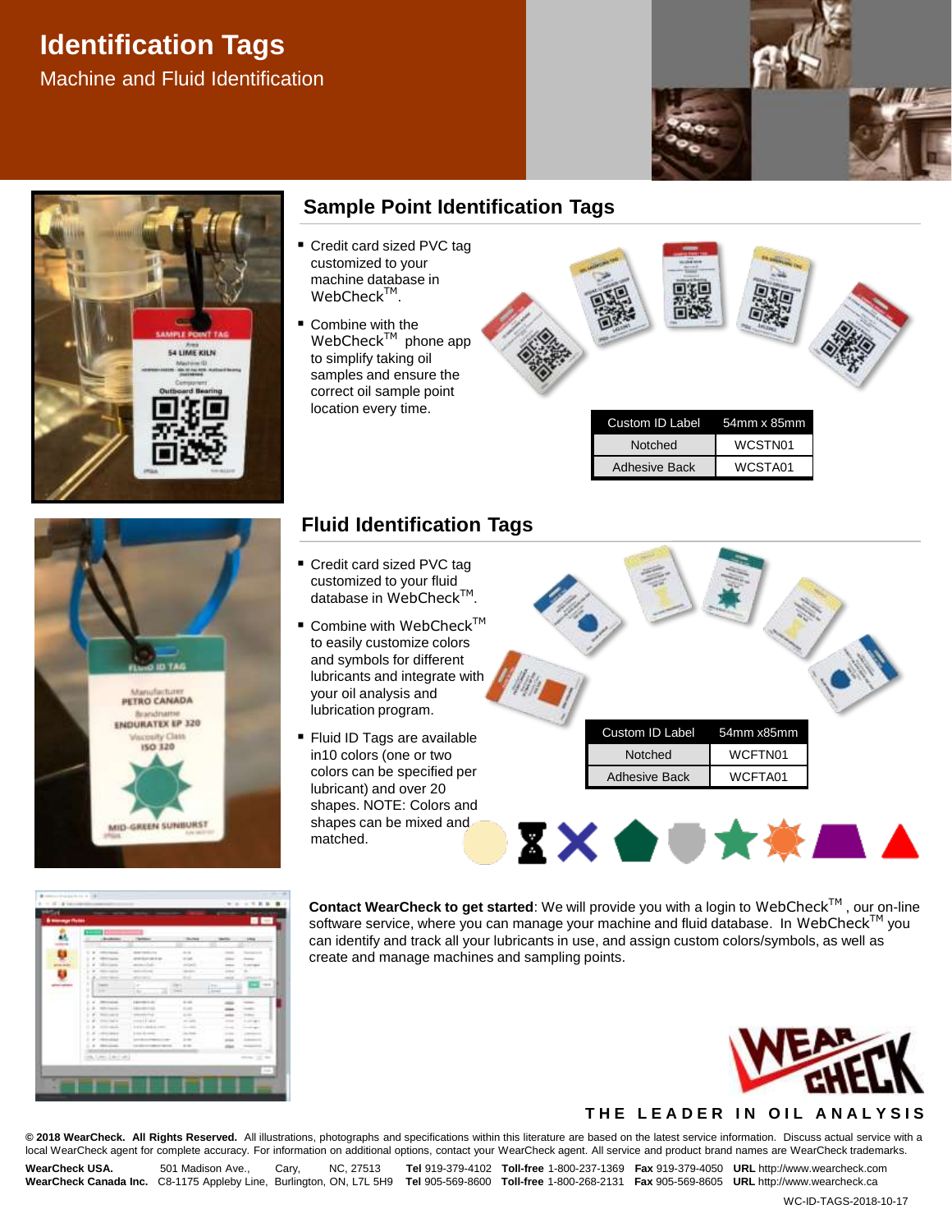# Identification Tags

Machine and Fluid Identification

## Sample Point Identification Tags

- Credit card sized PVC tag customized to your machine database in WebCheck™.
- Combine with the WebCheck™ phone app to simplify taking oil samples and ensure the correct oil sample point location every time.

| Custom ID Label | 54mm x 85mm |
|---|---|
| Notched | WCSTN01 |
| Adhesive Back | WCSTA01 |

## Fluid Identification Tags

- Credit card sized PVC tag customized to your fluid database in WebCheck™.
- Combine with WebCheck™ to easily customize colors and symbols for different lubricants and integrate with your oil analysis and lubrication program.
- Fluid ID Tags are available in10 colors (one or two colors can be specified per lubricant) and over 20 shapes. NOTE: Colors and shapes can be mixed and matched.

| Custom ID Label | 54mm x85mm |
|---|---|
| Notched | WCFTN01 |
| Adhesive Back | WCFTA01 |

**Contact WearCheck to get started**: We will provide you with a login to WebCheck™ , our on-line software service, where you can manage your machine and fluid database. In WebCheck™ you can identify and track all your lubricants in use, and assign custom colors/symbols, as well as create and manage machines and sampling points.

THE LEADER IN OIL ANALYSIS

**© 2018 WearCheck. All Rights Reserved.** All illustrations, photographs and specifications within this literature are based on the latest service information. Discuss actual service with a local WearCheck agent for complete accuracy. For information on additional options, contact your WearCheck agent. All service and product brand names are WearCheck trademarks.

**WearCheck USA.** 501 Madison Ave., Cary, NC, 27513 **Tel** 919-379-4102 **Toll-free** 1-800-237-1369 **Fax** 919-379-4050 **URL** http://www.wearcheck.com
**WearCheck Canada Inc.** C8-1175 Appleby Line, Burlington, ON, L7L 5H9 **Tel** 905-569-8600 **Toll-free** 1-800-268-2131 **Fax** 905-569-8605 **URL** http://www.wearcheck.ca

WC-ID-TAGS-2018-10-17